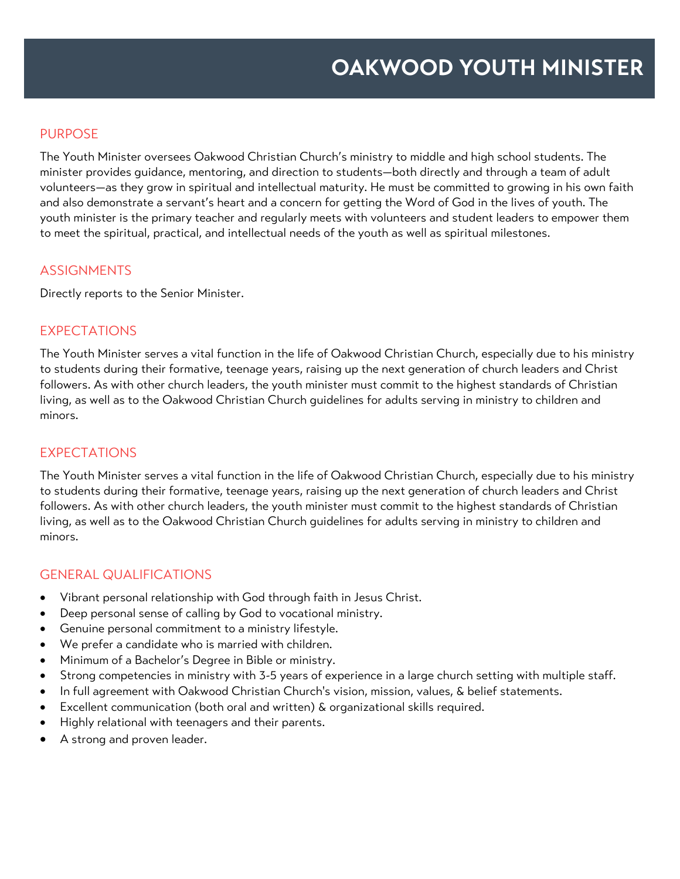# OAKWOOD YOUTH MINISTER

## PURPOSE

The Youth Minister oversees Oakwood Christian Church's ministry to middle and high school students. The minister provides guidance, mentoring, and direction to students—both directly and through a team of adult volunteers—as they grow in spiritual and intellectual maturity. He must be committed to growing in his own faith and also demonstrate a servant's heart and a concern for getting the Word of God in the lives of youth. The youth minister is the primary teacher and regularly meets with volunteers and student leaders to empower them to meet the spiritual, practical, and intellectual needs of the youth as well as spiritual milestones.

## ASSIGNMENTS

Directly reports to the Senior Minister.

## EXPECTATIONS

The Youth Minister serves a vital function in the life of Oakwood Christian Church, especially due to his ministry to students during their formative, teenage years, raising up the next generation of church leaders and Christ followers. As with other church leaders, the youth minister must commit to the highest standards of Christian living, as well as to the Oakwood Christian Church guidelines for adults serving in ministry to children and minors.

## EXPECTATIONS

The Youth Minister serves a vital function in the life of Oakwood Christian Church, especially due to his ministry to students during their formative, teenage years, raising up the next generation of church leaders and Christ followers. As with other church leaders, the youth minister must commit to the highest standards of Christian living, as well as to the Oakwood Christian Church guidelines for adults serving in ministry to children and minors.

## GENERAL QUALIFICATIONS

- Vibrant personal relationship with God through faith in Jesus Christ.
- Deep personal sense of calling by God to vocational ministry.
- Genuine personal commitment to a ministry lifestyle.
- We prefer a candidate who is married with children.
- Minimum of a Bachelor's Degree in Bible or ministry.
- Strong competencies in ministry with 3-5 years of experience in a large church setting with multiple staff.
- In full agreement with Oakwood Christian Church's vision, mission, values, & belief statements.
- Excellent communication (both oral and written) & organizational skills required.
- Highly relational with teenagers and their parents.
- A strong and proven leader.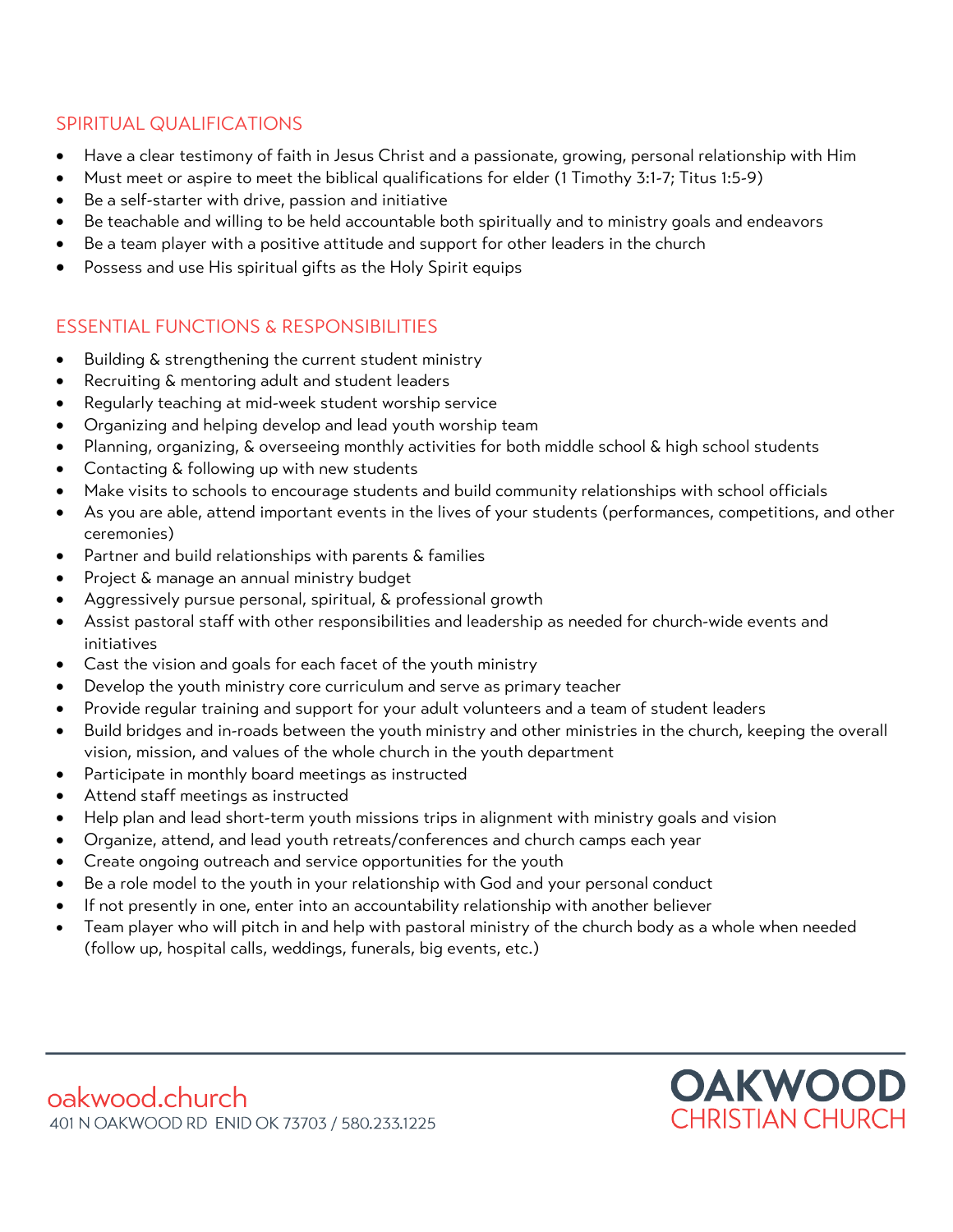## SPIRITUAL QUALIFICATIONS

- Have a clear testimony of faith in Jesus Christ and a passionate, growing, personal relationship with Him
- Must meet or aspire to meet the biblical qualifications for elder (1 Timothy 3:1-7; Titus 1:5-9)
- Be a self-starter with drive, passion and initiative
- Be teachable and willing to be held accountable both spiritually and to ministry goals and endeavors
- Be a team player with a positive attitude and support for other leaders in the church
- Possess and use His spiritual gifts as the Holy Spirit equips

## ESSENTIAL FUNCTIONS & RESPONSIBILITIES

- Building & strengthening the current student ministry
- Recruiting & mentoring adult and student leaders
- Regularly teaching at mid-week student worship service
- Organizing and helping develop and lead youth worship team
- Planning, organizing, & overseeing monthly activities for both middle school & high school students
- Contacting & following up with new students
- Make visits to schools to encourage students and build community relationships with school officials
- As you are able, attend important events in the lives of your students (performances, competitions, and other ceremonies)
- Partner and build relationships with parents & families
- Project & manage an annual ministry budget
- Aggressively pursue personal, spiritual, & professional growth
- Assist pastoral staff with other responsibilities and leadership as needed for church-wide events and initiatives
- Cast the vision and goals for each facet of the youth ministry
- Develop the youth ministry core curriculum and serve as primary teacher
- Provide regular training and support for your adult volunteers and a team of student leaders
- Build bridges and in-roads between the youth ministry and other ministries in the church, keeping the overall vision, mission, and values of the whole church in the youth department
- Participate in monthly board meetings as instructed
- Attend staff meetings as instructed
- Help plan and lead short-term youth missions trips in alignment with ministry goals and vision
- Organize, attend, and lead youth retreats/conferences and church camps each year
- Create ongoing outreach and service opportunities for the youth
- Be a role model to the youth in your relationship with God and your personal conduct
- If not presently in one, enter into an accountability relationship with another believer
- Team player who will pitch in and help with pastoral ministry of the church body as a whole when needed (follow up, hospital calls, weddings, funerals, big events, etc.)